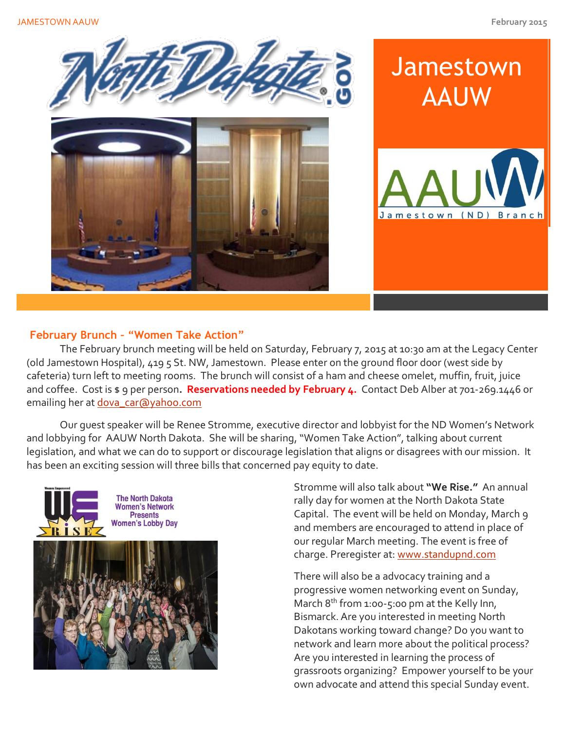# Jamestown AAUW

AAUW Jamestown (ND) Branch

## February Brunch - "Women Take Action"

The February brunch meeting will be held on Saturday, February 7, 2015 at 10:30 am at the Legacy Center (old Jamestown Hospital), 419 5 St. NW, Jamestown. Please enter on the ground floor door (west side by cafeteria) turn left to meeting rooms. The brunch will consist of a ham and cheese omelet, muffin, fruit, juice and coffee. Cost is $ 9 per person. **Reservations needed by February 4.** Contact Deb Alber at 701-269.1446 or emailing her at dova_car@yahoo.com

Our guest speaker will be Renee Stromme, executive director and lobbyist for the ND Women's Network and lobbying for AAUW North Dakota. She will be sharing, "Women Take Action", talking about current legislation, and what we can do to support or discourage legislation that aligns or disagrees with our mission. It has been an exciting session will three bills that concerned pay equity to date.

The North Dakota Women's Network Presents Women's Lobby Day

Stromme will also talk about **"We Rise."** An annual rally day for women at the North Dakota State Capital. The event will be held on Monday, March 9 and members are encouraged to attend in place of our regular March meeting. The event is free of charge. Preregister at: www.standupnd.com

There will also be a advocacy training and a progressive women networking event on Sunday, March 8th from 1:00-5:00 pm at the Kelly Inn, Bismarck. Are you interested in meeting North Dakotans working toward change? Do you want to network and learn more about the political process? Are you interested in learning the process of grassroots organizing? Empower yourself to be your own advocate and attend this special Sunday event.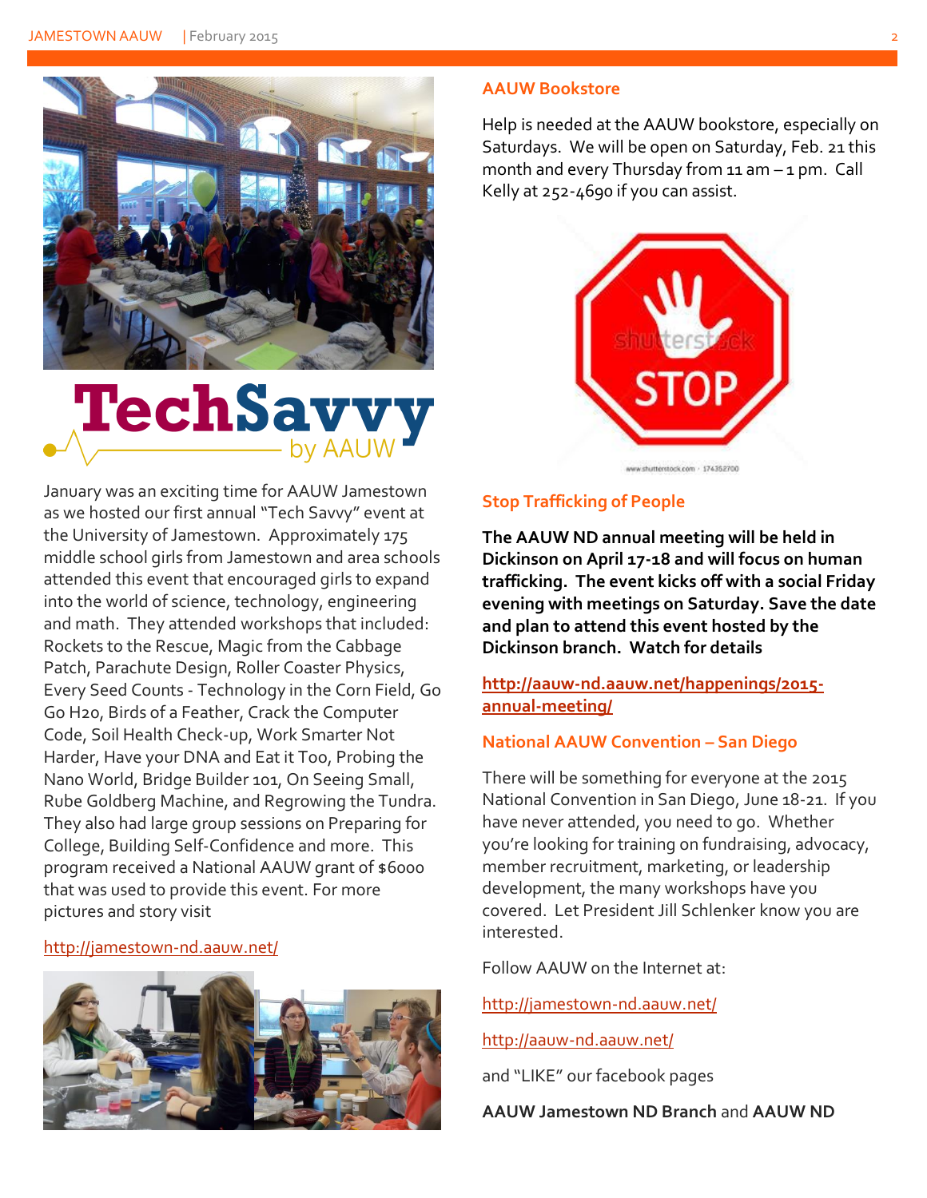# TechSavvy by AAUW

January was an exciting time for AAUW Jamestown as we hosted our first annual "Tech Savvy" event at the University of Jamestown. Approximately 175 middle school girls from Jamestown and area schools attended this event that encouraged girls to expand into the world of science, technology, engineering and math. They attended workshops that included: Rockets to the Rescue, Magic from the Cabbage Patch, Parachute Design, Roller Coaster Physics, Every Seed Counts - Technology in the Corn Field, Go Go H2o, Birds of a Feather, Crack the Computer Code, Soil Health Check-up, Work Smarter Not Harder, Have your DNA and Eat it Too, Probing the Nano World, Bridge Builder 101, On Seeing Small, Rube Goldberg Machine, and Regrowing the Tundra. They also had large group sessions on Preparing for College, Building Self-Confidence and more. This program received a National AAUW grant of $6000 that was used to provide this event. For more pictures and story visit

http://jamestown-nd.aauw.net/

## AAUW Bookstore

Help is needed at the AAUW bookstore, especially on Saturdays. We will be open on Saturday, Feb. 21 this month and every Thursday from 11 am – 1 pm. Call Kelly at 252-4690 if you can assist.

## Stop Trafficking of People

**The AAUW ND annual meeting will be held in Dickinson on April 17-18 and will focus on human trafficking. The event kicks off with a social Friday evening with meetings on Saturday. Save the date and plan to attend this event hosted by the Dickinson branch. Watch for details**

http://aauw-nd.aauw.net/happenings/2015-annual-meeting/

## National AAUW Convention – San Diego

There will be something for everyone at the 2015 National Convention in San Diego, June 18-21. If you have never attended, you need to go. Whether you're looking for training on fundraising, advocacy, member recruitment, marketing, or leadership development, the many workshops have you covered. Let President Jill Schlenker know you are interested.

Follow AAUW on the Internet at:

http://jamestown-nd.aauw.net/

http://aauw-nd.aauw.net/

and "LIKE" our facebook pages

**AAUW Jamestown ND Branch** and **AAUW ND**